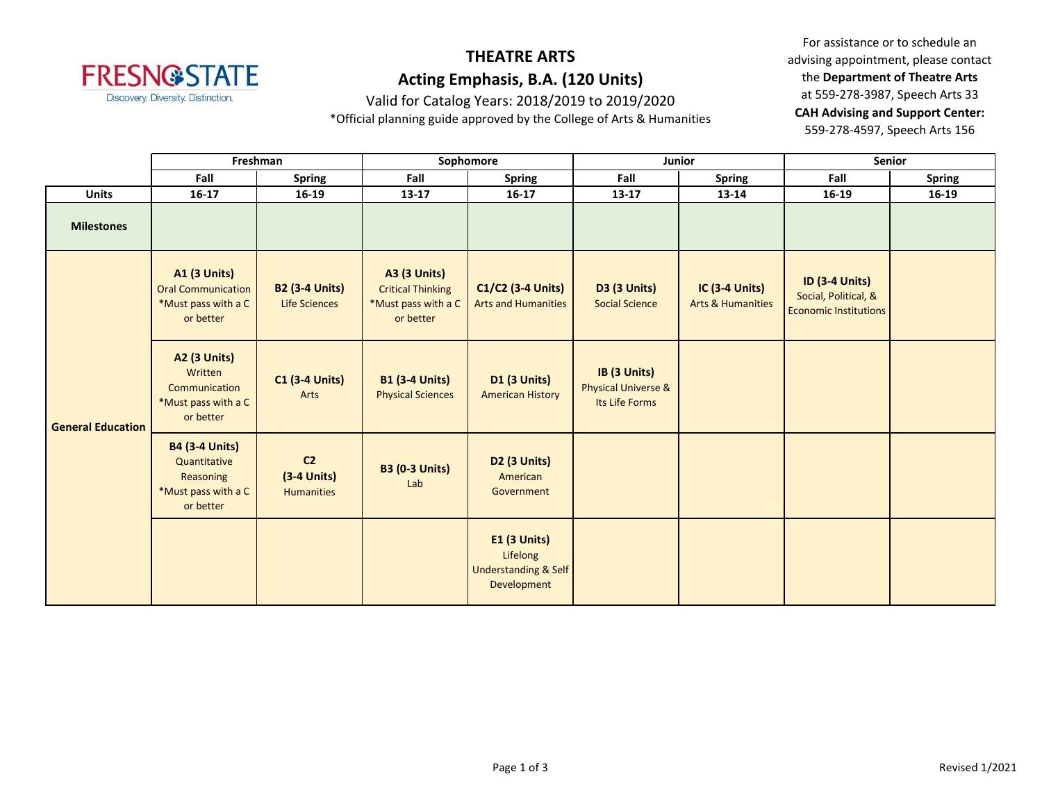# THEATRE ARTS

## Acting Emphasis, B.A. (120 Units)

Valid for Catalog Years: 2018/2019 to 2019/2020

*Official planning guide approved by the College of Arts & Humanities

For assistance or to schedule an advising appointment, please contact the **Department of Theatre Arts** at 559-278-3987, Speech Arts 33

**CAH Advising and Support Center:** 559-278-4597, Speech Arts 156

| | Freshman | | Sophomore | | Junior | | Senior | |
|---|---|---|---|---|---|---|---|---|
| | **Fall** | **Spring** | **Fall** | **Spring** | **Fall** | **Spring** | **Fall** | **Spring** |
| **Units** | **16-17** | **16-19** | **13-17** | **16-17** | **13-17** | **13-14** | **16-19** | **16-19** |
| **Milestones** | | | | | | | | |
| **General Education** | **A1 (3 Units)** Oral Communication *Must pass with a C or better | **B2 (3-4 Units)** Life Sciences | **A3 (3 Units)** Critical Thinking *Must pass with a C or better | **C1/C2 (3-4 Units)** Arts and Humanities | **D3 (3 Units)** Social Science | **IC (3-4 Units)** Arts & Humanities | **ID (3-4 Units)** Social, Political, & Economic Institutions | |
| | **A2 (3 Units)** Written Communication *Must pass with a C or better | **C1 (3-4 Units)** Arts | **B1 (3-4 Units)** Physical Sciences | **D1 (3 Units)** American History | **IB (3 Units)** Physical Universe & Its Life Forms | | | |
| | **B4 (3-4 Units)** Quantitative Reasoning *Must pass with a C or better | **C2 (3-4 Units)** Humanities | **B3 (0-3 Units)** Lab | **D2 (3 Units)** American Government | | | | |
| | | | | **E1 (3 Units)** Lifelong Understanding & Self Development | | | | |

Revised 1/2021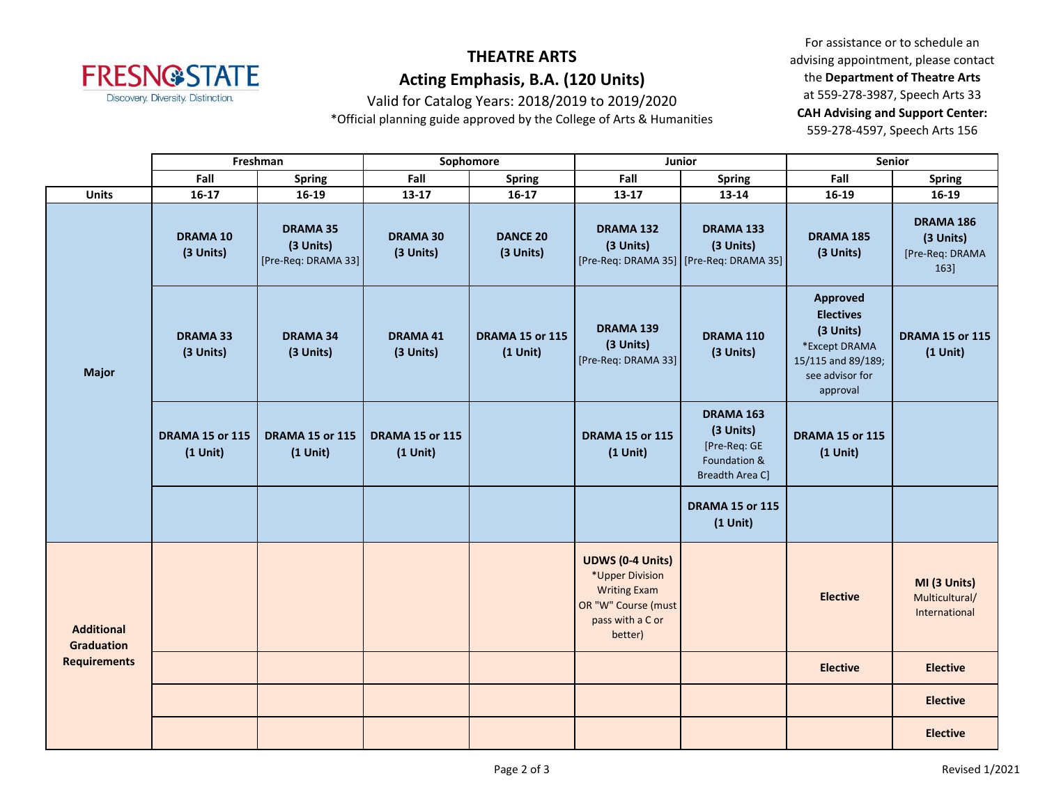# THEATRE ARTS

## Acting Emphasis, B.A. (120 Units)

Valid for Catalog Years: 2018/2019 to 2019/2020

*Official planning guide approved by the College of Arts & Humanities

For assistance or to schedule an advising appointment, please contact the **Department of Theatre Arts** at 559-278-3987, Speech Arts 33

**CAH Advising and Support Center:** 559-278-4597, Speech Arts 156

| | Freshman | | Sophomore | | Junior | | Senior | |
|---|---|---|---|---|---|---|---|---|
| | Fall | Spring | Fall | Spring | Fall | Spring | Fall | Spring |
| **Units** | 16-17 | 16-19 | 13-17 | 16-17 | 13-17 | 13-14 | 16-19 | 16-19 |
| **Major** | **DRAMA 10 (3 Units)** | **DRAMA 35 (3 Units)** [Pre-Req: DRAMA 33] | **DRAMA 30 (3 Units)** | **DANCE 20 (3 Units)** | **DRAMA 132 (3 Units)** [Pre-Req: DRAMA 35] | **DRAMA 133 (3 Units)** [Pre-Req: DRAMA 35] | **DRAMA 185 (3 Units)** | **DRAMA 186 (3 Units)** [Pre-Req: DRAMA 163] |
| | **DRAMA 33 (3 Units)** | **DRAMA 34 (3 Units)** | **DRAMA 41 (3 Units)** | **DRAMA 15 or 115 (1 Unit)** | **DRAMA 139 (3 Units)** [Pre-Req: DRAMA 33] | **DRAMA 110 (3 Units)** | **Approved Electives (3 Units)** *Except DRAMA 15/115 and 89/189; see advisor for approval | **DRAMA 15 or 115 (1 Unit)** |
| | **DRAMA 15 or 115 (1 Unit)** | **DRAMA 15 or 115 (1 Unit)** | **DRAMA 15 or 115 (1 Unit)** | | **DRAMA 15 or 115 (1 Unit)** | **DRAMA 163 (3 Units)** [Pre-Req: GE Foundation & Breadth Area C] | **DRAMA 15 or 115 (1 Unit)** | |
| | | | | | | **DRAMA 15 or 115 (1 Unit)** | | |
| **Additional Graduation Requirements** | | | | | **UDWS (0-4 Units)** *Upper Division Writing Exam OR "W" Course (must pass with a C or better) | | **Elective** | **MI (3 Units)** Multicultural/ International |
| | | | | | | | **Elective** | **Elective** |
| | | | | | | | | **Elective** |
| | | | | | | | | **Elective** |

Revised 1/2021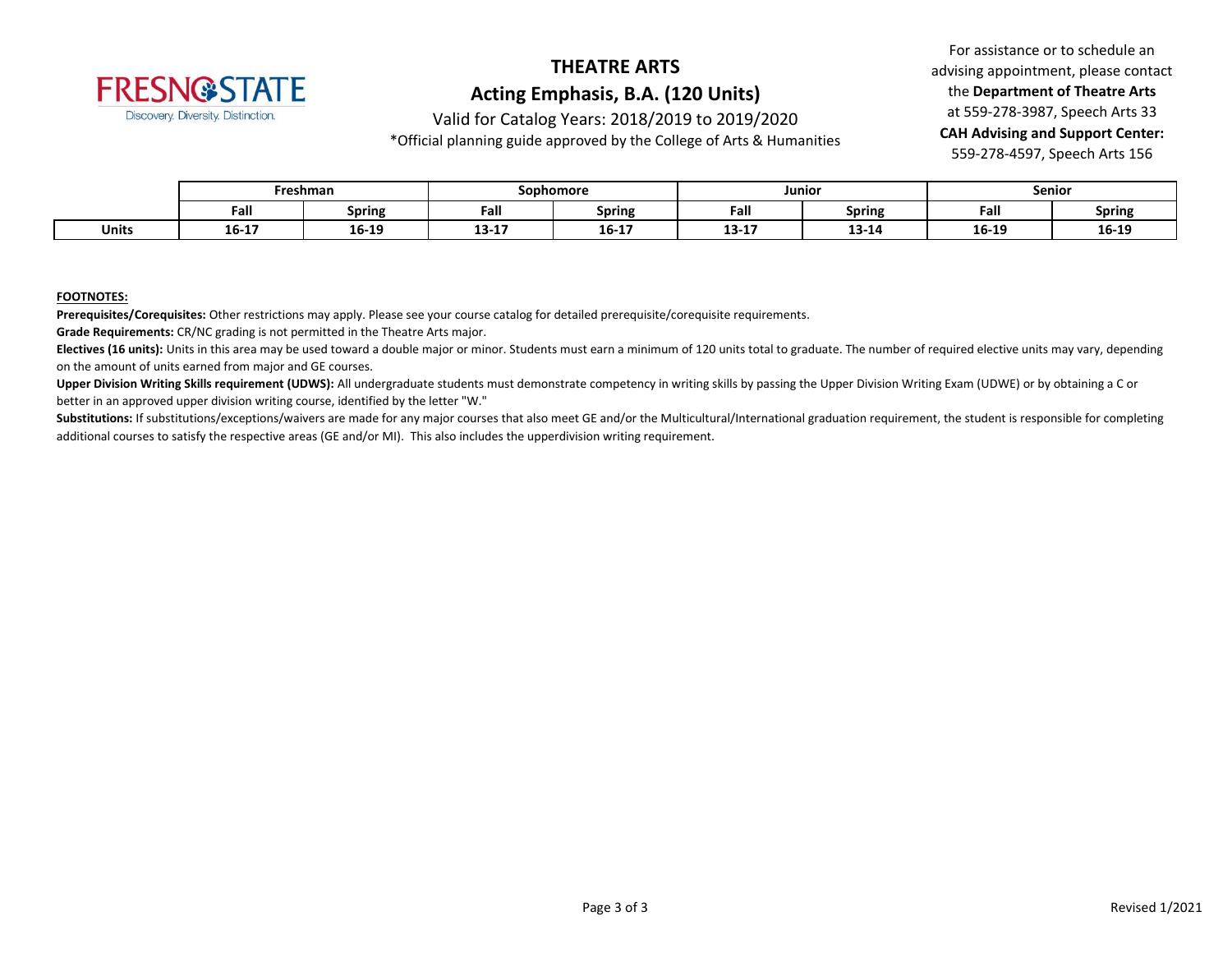# THEATRE ARTS

## Acting Emphasis, B.A. (120 Units)

Valid for Catalog Years: 2018/2019 to 2019/2020

*Official planning guide approved by the College of Arts & Humanities

For assistance or to schedule an advising appointment, please contact the **Department of Theatre Arts** at 559-278-3987, Speech Arts 33

**CAH Advising and Support Center:** 559-278-4597, Speech Arts 156

| | Freshman | | Sophomore | | Junior | | Senior | |
|---|---|---|---|---|---|---|---|---|
| | **Fall** | **Spring** | **Fall** | **Spring** | **Fall** | **Spring** | **Fall** | **Spring** |
| **Units** | **16-17** | **16-19** | **13-17** | **16-17** | **13-17** | **13-14** | **16-19** | **16-19** |

**FOOTNOTES:**

**Prerequisites/Corequisites:** Other restrictions may apply. Please see your course catalog for detailed prerequisite/corequisite requirements.

**Grade Requirements:** CR/NC grading is not permitted in the Theatre Arts major.

**Electives (16 units):** Units in this area may be used toward a double major or minor. Students must earn a minimum of 120 units total to graduate. The number of required elective units may vary, depending on the amount of units earned from major and GE courses.

**Upper Division Writing Skills requirement (UDWS):** All undergraduate students must demonstrate competency in writing skills by passing the Upper Division Writing Exam (UDWE) or by obtaining a C or better in an approved upper division writing course, identified by the letter "W."

**Substitutions:** If substitutions/exceptions/waivers are made for any major courses that also meet GE and/or the Multicultural/International graduation requirement, the student is responsible for completing additional courses to satisfy the respective areas (GE and/or MI). This also includes the upperdivision writing requirement.

Revised 1/2021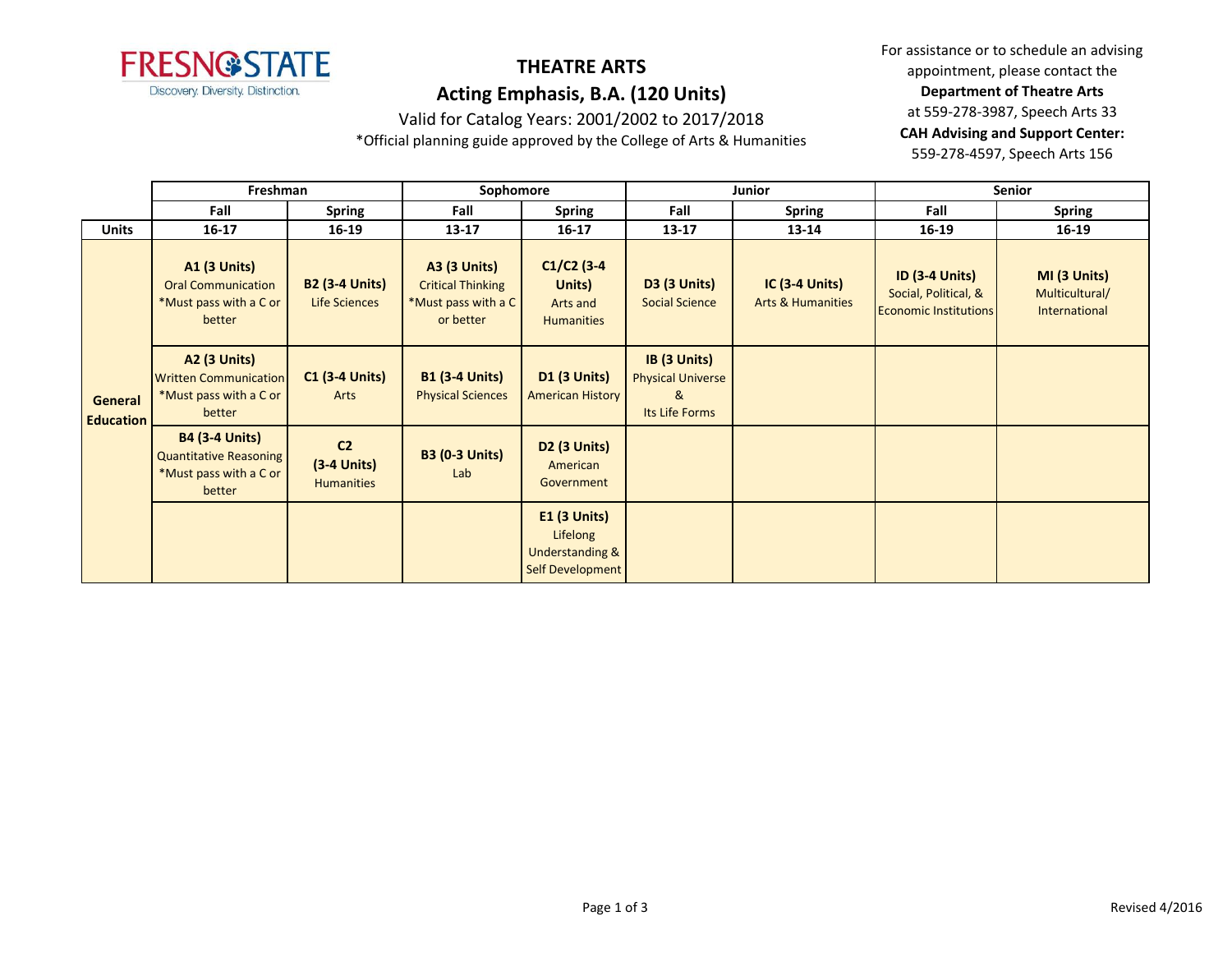FRESNO STATE
Discovery. Diversity. Distinction.

# THEATRE ARTS

## Acting Emphasis, B.A. (120 Units)

Valid for Catalog Years: 2001/2002 to 2017/2018

*Official planning guide approved by the College of Arts & Humanities

For assistance or to schedule an advising appointment, please contact the **Department of Theatre Arts** at 559-278-3987, Speech Arts 33
**CAH Advising and Support Center:** 559-278-4597, Speech Arts 156

| | Freshman | | Sophomore | | Junior | | Senior | |
|---|---|---|---|---|---|---|---|---|
| | **Fall** | **Spring** | **Fall** | **Spring** | **Fall** | **Spring** | **Fall** | **Spring** |
| **Units** | **16-17** | **16-19** | **13-17** | **16-17** | **13-17** | **13-14** | **16-19** | **16-19** |
| **General Education** | **A1 (3 Units)** Oral Communication *Must pass with a C or better | **B2 (3-4 Units)** Life Sciences | **A3 (3 Units)** Critical Thinking *Must pass with a C or better | **C1/C2 (3-4 Units)** Arts and Humanities | **D3 (3 Units)** Social Science | **IC (3-4 Units)** Arts & Humanities | **ID (3-4 Units)** Social, Political, & Economic Institutions | **MI (3 Units)** Multicultural/ International |
| | **A2 (3 Units)** Written Communication *Must pass with a C or better | **C1 (3-4 Units)** Arts | **B1 (3-4 Units)** Physical Sciences | **D1 (3 Units)** American History | **IB (3 Units)** Physical Universe & Its Life Forms | | | |
| | **B4 (3-4 Units)** Quantitative Reasoning *Must pass with a C or better | **C2 (3-4 Units)** Humanities | **B3 (0-3 Units)** Lab | **D2 (3 Units)** American Government | | | | |
| | | | | **E1 (3 Units)** Lifelong Understanding & Self Development | | | | |

Revised 4/2016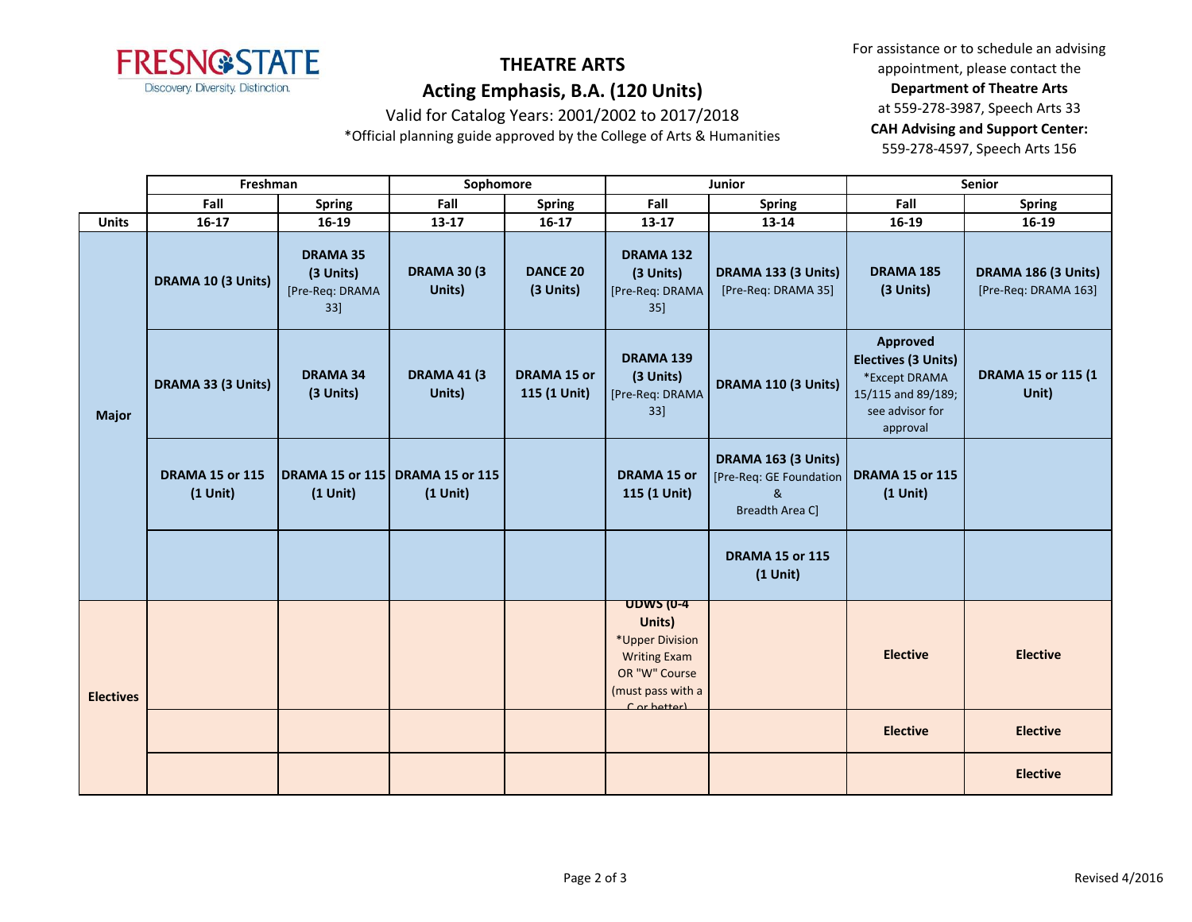FRESNO STATE
Discovery. Diversity. Distinction.

# THEATRE ARTS

## Acting Emphasis, B.A. (120 Units)

Valid for Catalog Years: 2001/2002 to 2017/2018

*Official planning guide approved by the College of Arts & Humanities

For assistance or to schedule an advising appointment, please contact the **Department of Theatre Arts** at 559-278-3987, Speech Arts 33
**CAH Advising and Support Center:** 559-278-4597, Speech Arts 156

| | Freshman | | Sophomore | | Junior | | Senior | |
|---|---|---|---|---|---|---|---|---|
| | **Fall** | **Spring** | **Fall** | **Spring** | **Fall** | **Spring** | **Fall** | **Spring** |
| **Units** | **16-17** | **16-19** | **13-17** | **16-17** | **13-17** | **13-14** | **16-19** | **16-19** |
| **Major** | **DRAMA 10 (3 Units)** | **DRAMA 35 (3 Units)** [Pre-Req: DRAMA 33] | **DRAMA 30 (3 Units)** | **DANCE 20 (3 Units)** | **DRAMA 132 (3 Units)** [Pre-Req: DRAMA 35] | **DRAMA 133 (3 Units)** [Pre-Req: DRAMA 35] | **DRAMA 185 (3 Units)** | **DRAMA 186 (3 Units)** [Pre-Req: DRAMA 163] |
| | **DRAMA 33 (3 Units)** | **DRAMA 34 (3 Units)** | **DRAMA 41 (3 Units)** | **DRAMA 15 or 115 (1 Unit)** | **DRAMA 139 (3 Units)** [Pre-Req: DRAMA 33] | **DRAMA 110 (3 Units)** | **Approved Electives (3 Units)** *Except DRAMA 15/115 and 89/189; see advisor for approval | **DRAMA 15 or 115 (1 Unit)** |
| | **DRAMA 15 or 115 (1 Unit)** | **DRAMA 15 or 115 (1 Unit)** | **DRAMA 15 or 115 (1 Unit)** | | **DRAMA 15 or 115 (1 Unit)** | **DRAMA 163 (3 Units)** [Pre-Req: GE Foundation & Breadth Area C] | **DRAMA 15 or 115 (1 Unit)** | |
| | | | | | | **DRAMA 15 or 115 (1 Unit)** | | |
| **Electives** | | | | | **UDWS (0-4 Units)** *Upper Division Writing Exam OR "W" Course (must pass with a C or better) | | **Elective** | **Elective** |
| | | | | | | | **Elective** | **Elective** |
| | | | | | | | | **Elective** |

Revised 4/2016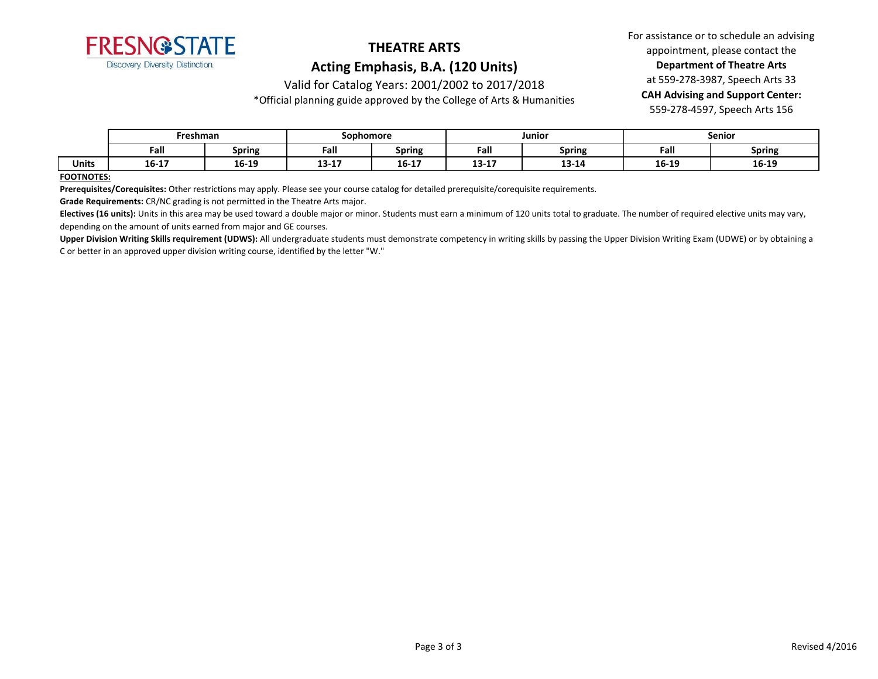FRESNO STATE
Discovery. Diversity. Distinction.

# THEATRE ARTS

## Acting Emphasis, B.A. (120 Units)

Valid for Catalog Years: 2001/2002 to 2017/2018

*Official planning guide approved by the College of Arts & Humanities

For assistance or to schedule an advising appointment, please contact the **Department of Theatre Arts** at 559-278-3987, Speech Arts 33

**CAH Advising and Support Center:** 559-278-4597, Speech Arts 156

| | Freshman | | Sophomore | | Junior | | Senior | |
|---|---|---|---|---|---|---|---|---|
| | **Fall** | **Spring** | **Fall** | **Spring** | **Fall** | **Spring** | **Fall** | **Spring** |
| **Units** | **16-17** | **16-19** | **13-17** | **16-17** | **13-17** | **13-14** | **16-19** | **16-19** |

**FOOTNOTES:**

**Prerequisites/Corequisites:** Other restrictions may apply. Please see your course catalog for detailed prerequisite/corequisite requirements.

**Grade Requirements:** CR/NC grading is not permitted in the Theatre Arts major.

**Electives (16 units):** Units in this area may be used toward a double major or minor. Students must earn a minimum of 120 units total to graduate. The number of required elective units may vary, depending on the amount of units earned from major and GE courses.

**Upper Division Writing Skills requirement (UDWS):** All undergraduate students must demonstrate competency in writing skills by passing the Upper Division Writing Exam (UDWE) or by obtaining a C or better in an approved upper division writing course, identified by the letter "W."

Revised 4/2016